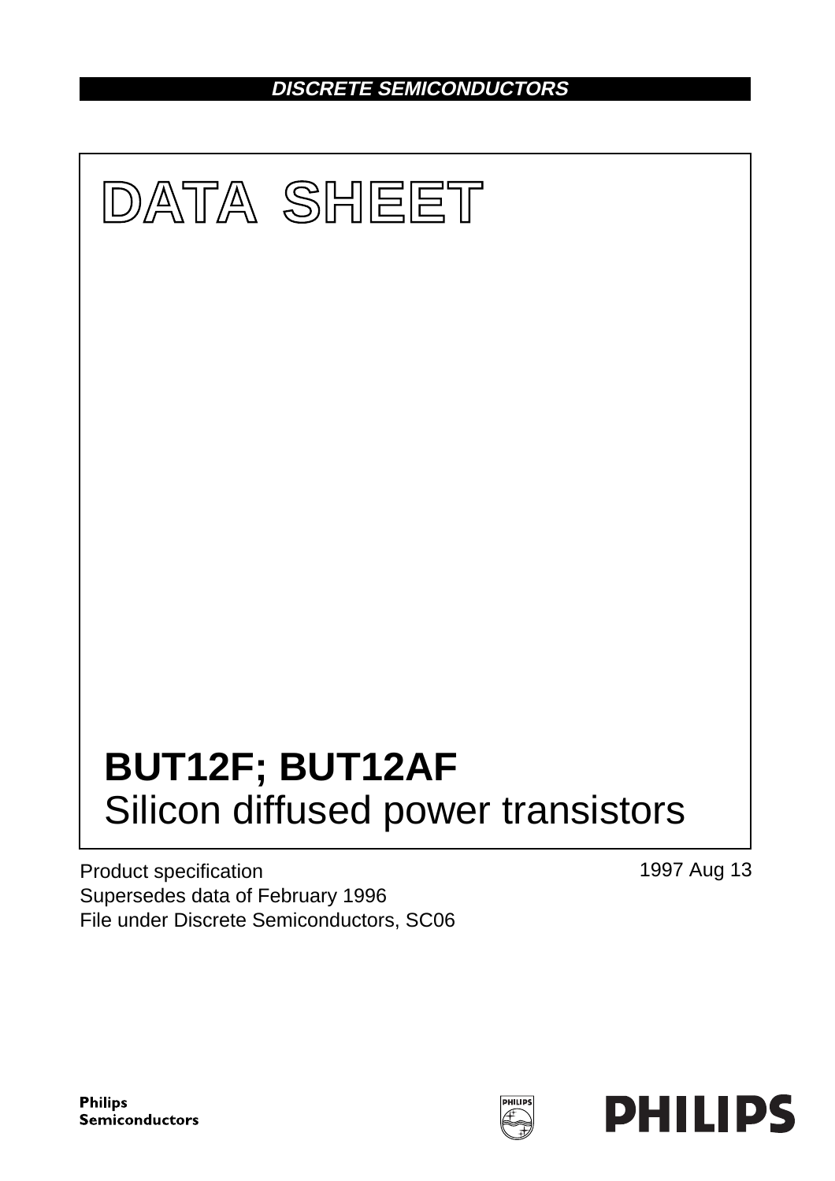**DISCRETE SEMICONDUCTORS**

# DATA SHEET

# BUT12F; BUT12AF
## Silicon diffused power transistors

Product specification
Supersedes data of February 1996
File under Discrete Semiconductors, SC06

1997 Aug 13

**Philips Semiconductors**

**PHILIPS**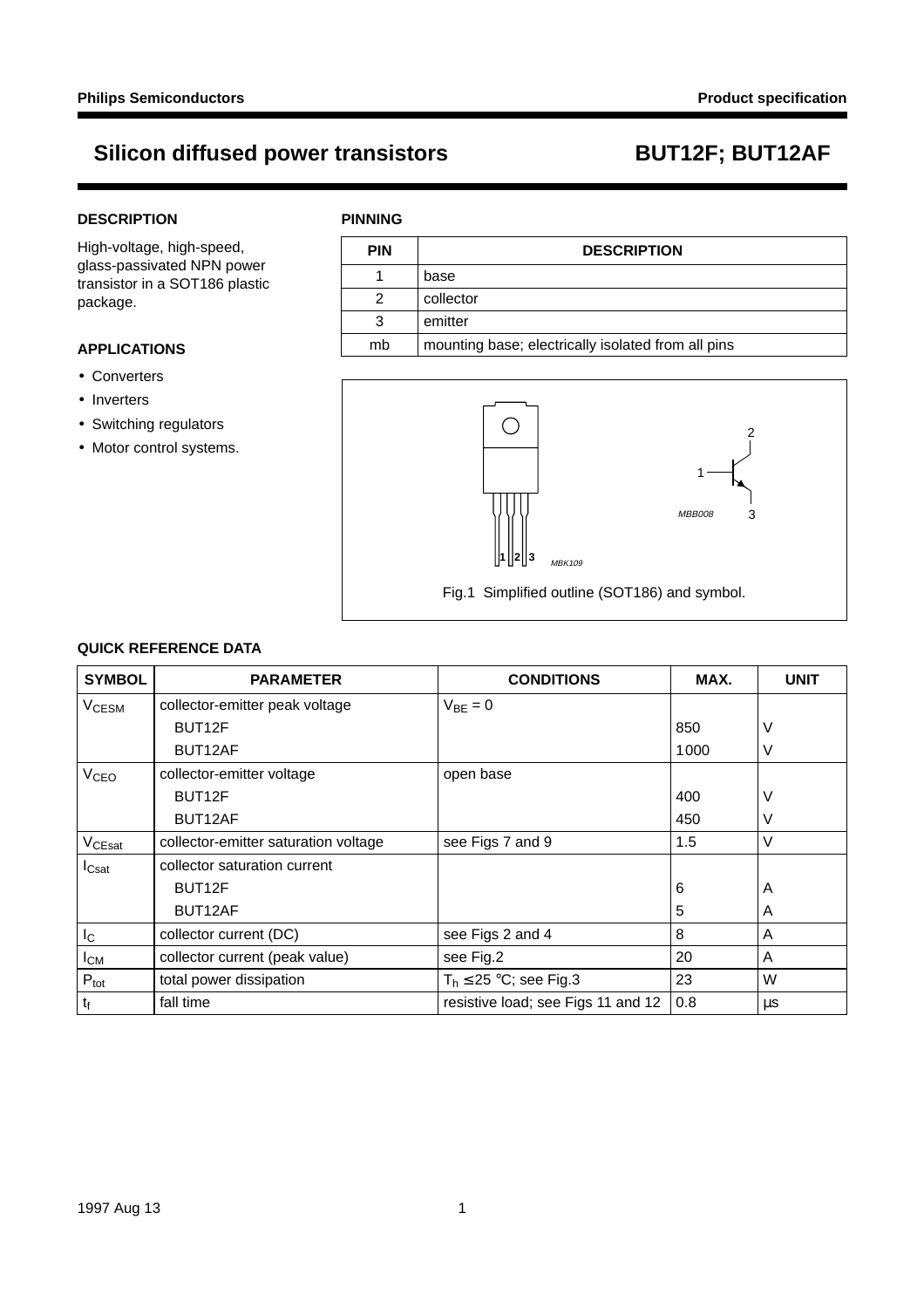# Silicon diffused power transistors — BUT12F; BUT12AF

## DESCRIPTION

High-voltage, high-speed, glass-passivated NPN power transistor in a SOT186 plastic package.

## APPLICATIONS

- Converters
- Inverters
- Switching regulators
- Motor control systems.

## PINNING

| PIN | DESCRIPTION |
|---|---|
| 1 | base |
| 2 | collector |
| 3 | emitter |
| mb | mounting base; electrically isolated from all pins |

Fig.1 Simplified outline (SOT186) and symbol.

## QUICK REFERENCE DATA

| SYMBOL | PARAMETER | CONDITIONS | MAX. | UNIT |
|---|---|---|---|---|
| $V_{CESM}$ | collector-emitter peak voltage | $V_{BE} = 0$ | | |
| | BUT12F | | 850 | V |
| | BUT12AF | | 1000 | V |
| $V_{CEO}$ | collector-emitter voltage | open base | | |
| | BUT12F | | 400 | V |
| | BUT12AF | | 450 | V |
| $V_{CEsat}$ | collector-emitter saturation voltage | see Figs 7 and 9 | 1.5 | V |
| $I_{Csat}$ | collector saturation current | | | |
| | BUT12F | | 6 | A |
| | BUT12AF | | 5 | A |
| $I_C$ | collector current (DC) | see Figs 2 and 4 | 8 | A |
| $I_{CM}$ | collector current (peak value) | see Fig.2 | 20 | A |
| $P_{tot}$ | total power dissipation | $T_h \leq 25$ °C; see Fig.3 | 23 | W |
| $t_f$ | fall time | resistive load; see Figs 11 and 12 | 0.8 | μs |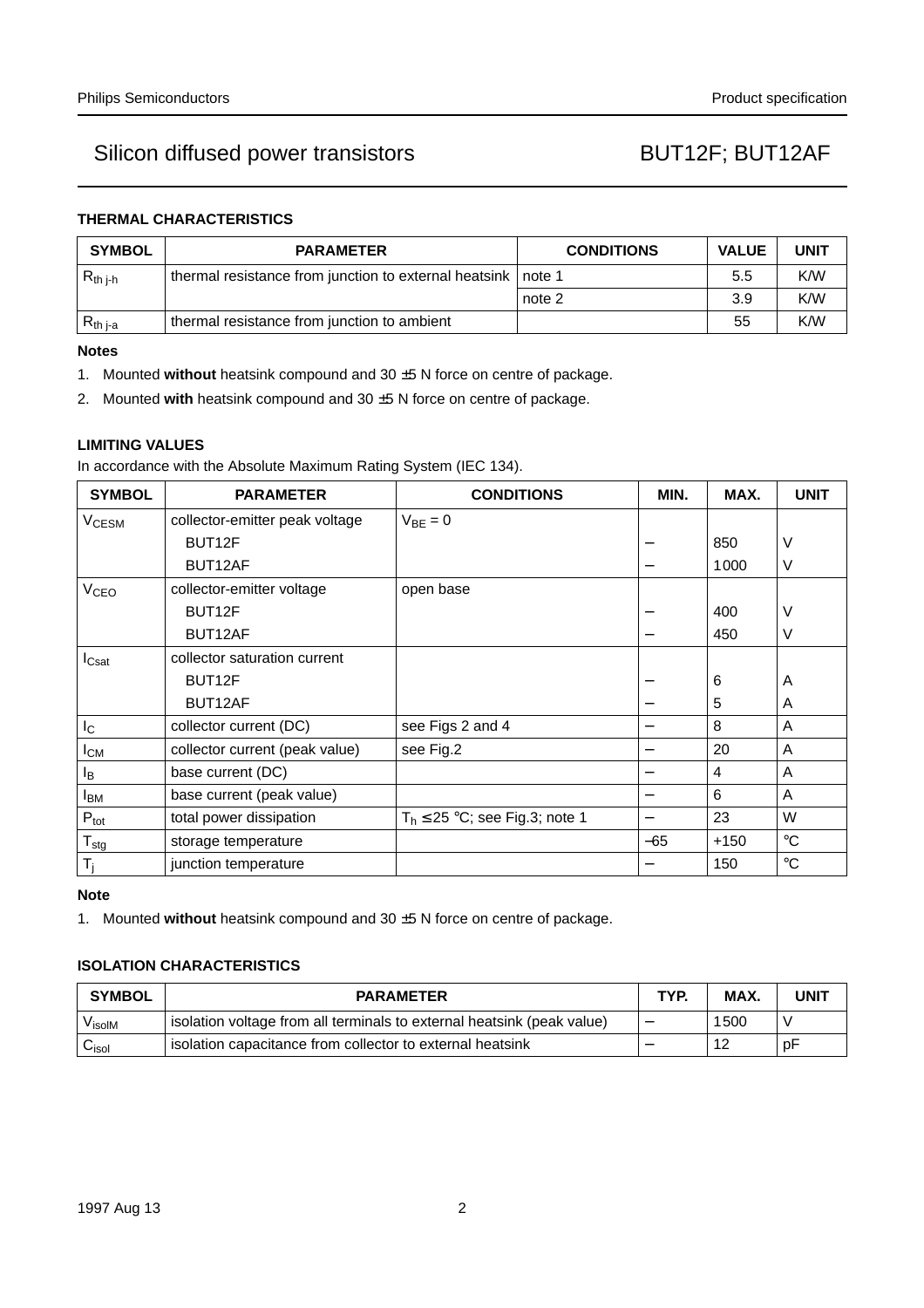## THERMAL CHARACTERISTICS

| SYMBOL | PARAMETER | CONDITIONS | VALUE | UNIT |
|---|---|---|---|---|
| $R_{th\ j\text{-}h}$ | thermal resistance from junction to external heatsink | note 1 | 5.5 | K/W |
| | | note 2 | 3.9 | K/W |
| $R_{th\ j\text{-}a}$ | thermal resistance from junction to ambient | | 55 | K/W |

**Notes**

1. Mounted **without** heatsink compound and 30 ±5 N force on centre of package.
2. Mounted **with** heatsink compound and 30 ±5 N force on centre of package.

## LIMITING VALUES

In accordance with the Absolute Maximum Rating System (IEC 134).

| SYMBOL | PARAMETER | CONDITIONS | MIN. | MAX. | UNIT |
|---|---|---|---|---|---|
| $V_{CESM}$ | collector-emitter peak voltage | $V_{BE} = 0$ | | | |
| | BUT12F | | − | 850 | V |
| | BUT12AF | | − | 1000 | V |
| $V_{CEO}$ | collector-emitter voltage | open base | | | |
| | BUT12F | | − | 400 | V |
| | BUT12AF | | − | 450 | V |
| $I_{Csat}$ | collector saturation current | | | | |
| | BUT12F | | − | 6 | A |
| | BUT12AF | | − | 5 | A |
| $I_C$ | collector current (DC) | see Figs 2 and 4 | − | 8 | A |
| $I_{CM}$ | collector current (peak value) | see Fig.2 | − | 20 | A |
| $I_B$ | base current (DC) | | − | 4 | A |
| $I_{BM}$ | base current (peak value) | | − | 6 | A |
| $P_{tot}$ | total power dissipation | $T_h \leq 25$ °C; see Fig.3; note 1 | − | 23 | W |
| $T_{stg}$ | storage temperature | | −65 | +150 | °C |
| $T_j$ | junction temperature | | − | 150 | °C |

**Note**

1. Mounted **without** heatsink compound and 30 ±5 N force on centre of package.

## ISOLATION CHARACTERISTICS

| SYMBOL | PARAMETER | TYP. | MAX. | UNIT |
|---|---|---|---|---|
| $V_{isolM}$ | isolation voltage from all terminals to external heatsink (peak value) | − | 1500 | V |
| $C_{isol}$ | isolation capacitance from collector to external heatsink | − | 12 | pF |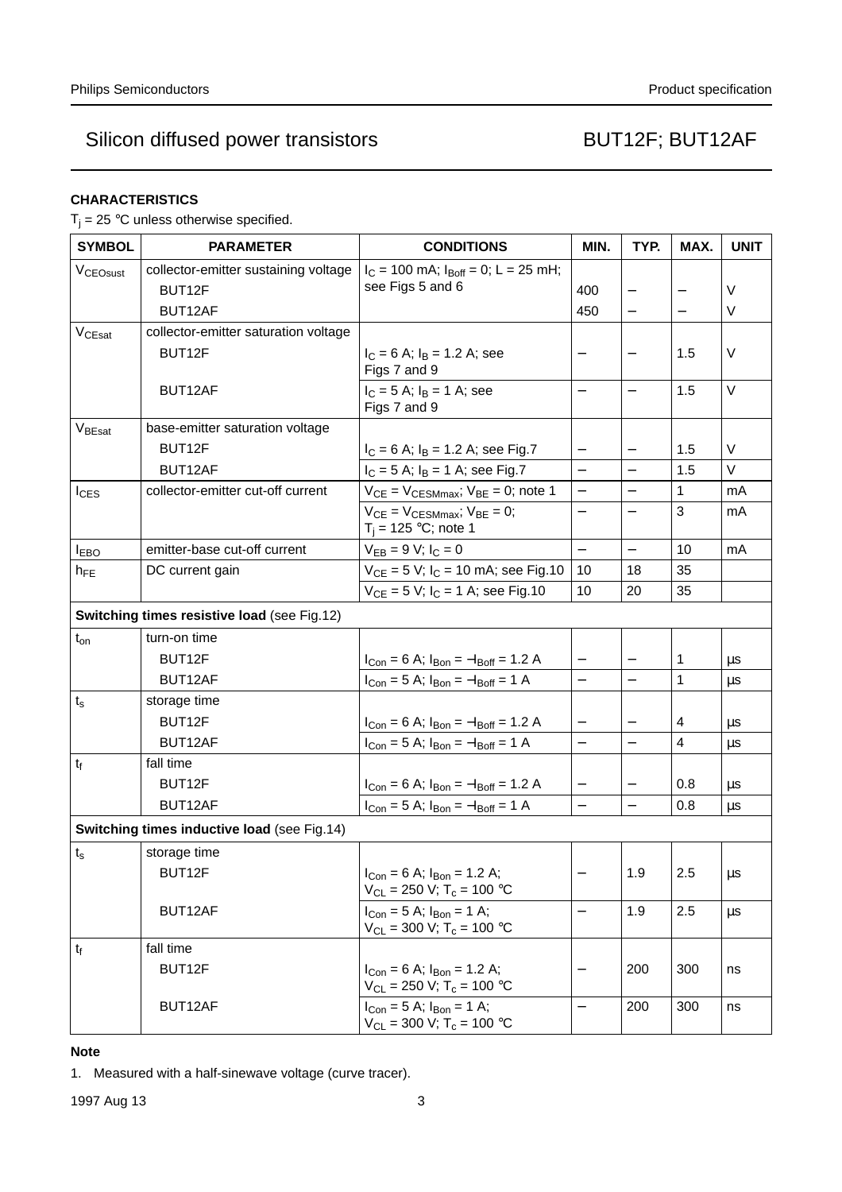## CHARACTERISTICS

$T_j$ = 25 °C unless otherwise specified.

| SYMBOL | PARAMETER | CONDITIONS | MIN. | TYP. | MAX. | UNIT |
|---|---|---|---|---|---|---|
| $V_{CEOsust}$ | collector-emitter sustaining voltage | $I_C$ = 100 mA; $I_{Boff}$ = 0; L = 25 mH; see Figs 5 and 6 | | | | |
| | BUT12F | | 400 | – | – | V |
| | BUT12AF | | 450 | – | – | V |
| $V_{CEsat}$ | collector-emitter saturation voltage | | | | | |
| | BUT12F | $I_C$ = 6 A; $I_B$ = 1.2 A; see Figs 7 and 9 | – | – | 1.5 | V |
| | BUT12AF | $I_C$ = 5 A; $I_B$ = 1 A; see Figs 7 and 9 | – | – | 1.5 | V |
| $V_{BEsat}$ | base-emitter saturation voltage | | | | | |
| | BUT12F | $I_C$ = 6 A; $I_B$ = 1.2 A; see Fig.7 | – | – | 1.5 | V |
| | BUT12AF | $I_C$ = 5 A; $I_B$ = 1 A; see Fig.7 | – | – | 1.5 | V |
| $I_{CES}$ | collector-emitter cut-off current | $V_{CE} = V_{CESMmax}$; $V_{BE}$ = 0; note 1 | – | – | 1 | mA |
| | | $V_{CE} = V_{CESMmax}$; $V_{BE}$ = 0; $T_j$ = 125 °C; note 1 | – | – | 3 | mA |
| $I_{EBO}$ | emitter-base cut-off current | $V_{EB}$ = 9 V; $I_C$ = 0 | – | – | 10 | mA |
| $h_{FE}$ | DC current gain | $V_{CE}$ = 5 V; $I_C$ = 10 mA; see Fig.10 | 10 | 18 | 35 | |
| | | $V_{CE}$ = 5 V; $I_C$ = 1 A; see Fig.10 | 10 | 20 | 35 | |
| **Switching times resistive load** (see Fig.12) | | | | | | |
| $t_{on}$ | turn-on time | | | | | |
| | BUT12F | $I_{Con}$ = 6 A; $I_{Bon} = -I_{Boff}$ = 1.2 A | – | – | 1 | μs |
| | BUT12AF | $I_{Con}$ = 5 A; $I_{Bon} = -I_{Boff}$ = 1 A | – | – | 1 | μs |
| $t_s$ | storage time | | | | | |
| | BUT12F | $I_{Con}$ = 6 A; $I_{Bon} = -I_{Boff}$ = 1.2 A | – | – | 4 | μs |
| | BUT12AF | $I_{Con}$ = 5 A; $I_{Bon} = -I_{Boff}$ = 1 A | – | – | 4 | μs |
| $t_f$ | fall time | | | | | |
| | BUT12F | $I_{Con}$ = 6 A; $I_{Bon} = -I_{Boff}$ = 1.2 A | – | – | 0.8 | μs |
| | BUT12AF | $I_{Con}$ = 5 A; $I_{Bon} = -I_{Boff}$ = 1 A | – | – | 0.8 | μs |
| **Switching times inductive load** (see Fig.14) | | | | | | |
| $t_s$ | storage time | | | | | |
| | BUT12F | $I_{Con}$ = 6 A; $I_{Bon}$ = 1.2 A; $V_{CL}$ = 250 V; $T_c$ = 100 °C | – | 1.9 | 2.5 | μs |
| | BUT12AF | $I_{Con}$ = 5 A; $I_{Bon}$ = 1 A; $V_{CL}$ = 300 V; $T_c$ = 100 °C | – | 1.9 | 2.5 | μs |
| $t_f$ | fall time | | | | | |
| | BUT12F | $I_{Con}$ = 6 A; $I_{Bon}$ = 1.2 A; $V_{CL}$ = 250 V; $T_c$ = 100 °C | – | 200 | 300 | ns |
| | BUT12AF | $I_{Con}$ = 5 A; $I_{Bon}$ = 1 A; $V_{CL}$ = 300 V; $T_c$ = 100 °C | – | 200 | 300 | ns |

**Note**

1. Measured with a half-sinewave voltage (curve tracer).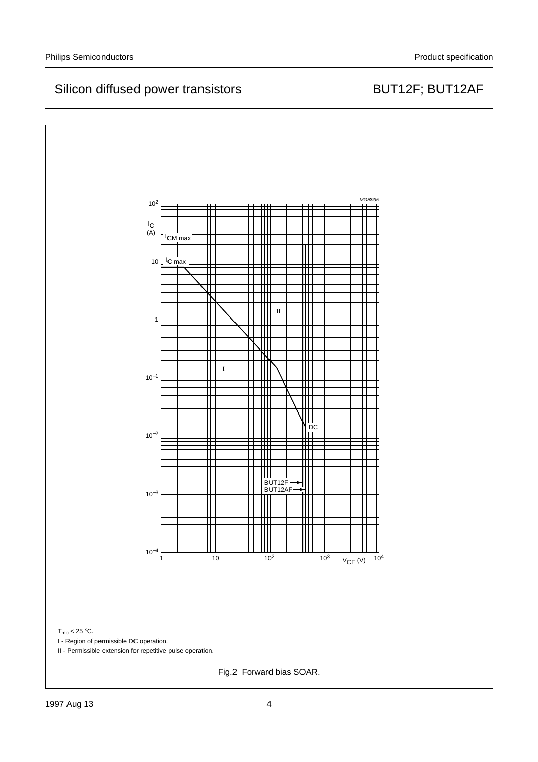$T_{mb}$ < 25 °C.

I - Region of permissible DC operation.

II - Permissible extension for repetitive pulse operation.

Fig.2 Forward bias SOAR.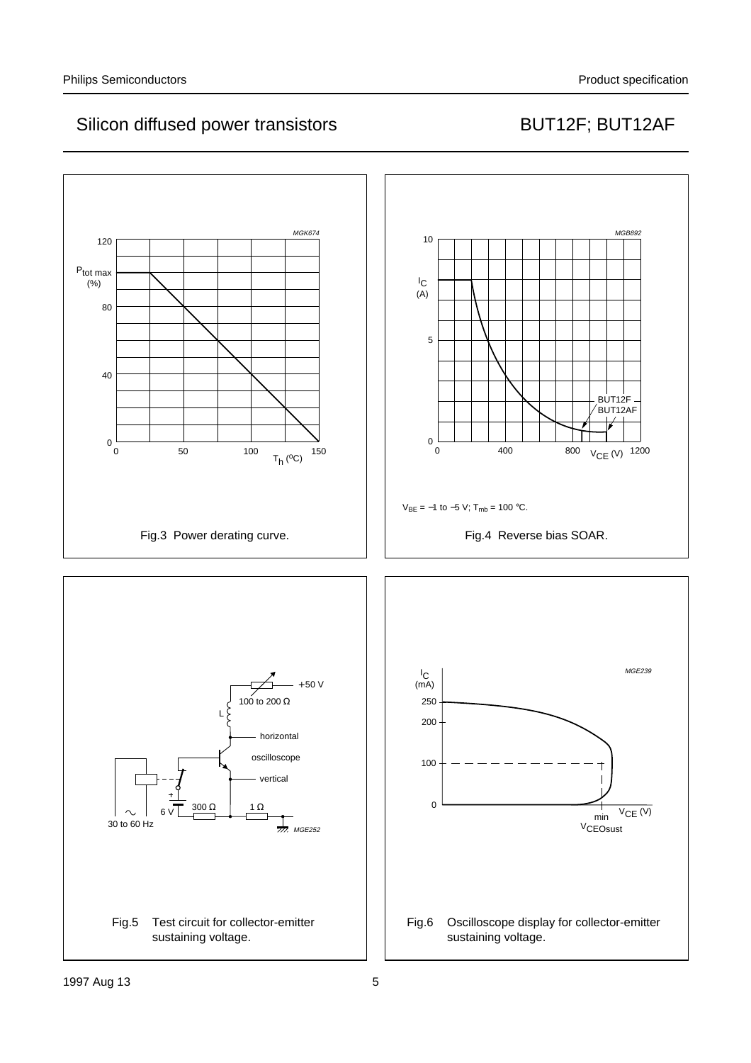Fig.3 Power derating curve.

$V_{BE}$ = −1 to −5 V; $T_{mb}$ = 100 °C.

Fig.4 Reverse bias SOAR.

Fig.5 Test circuit for collector-emitter sustaining voltage.

Fig.6 Oscilloscope display for collector-emitter sustaining voltage.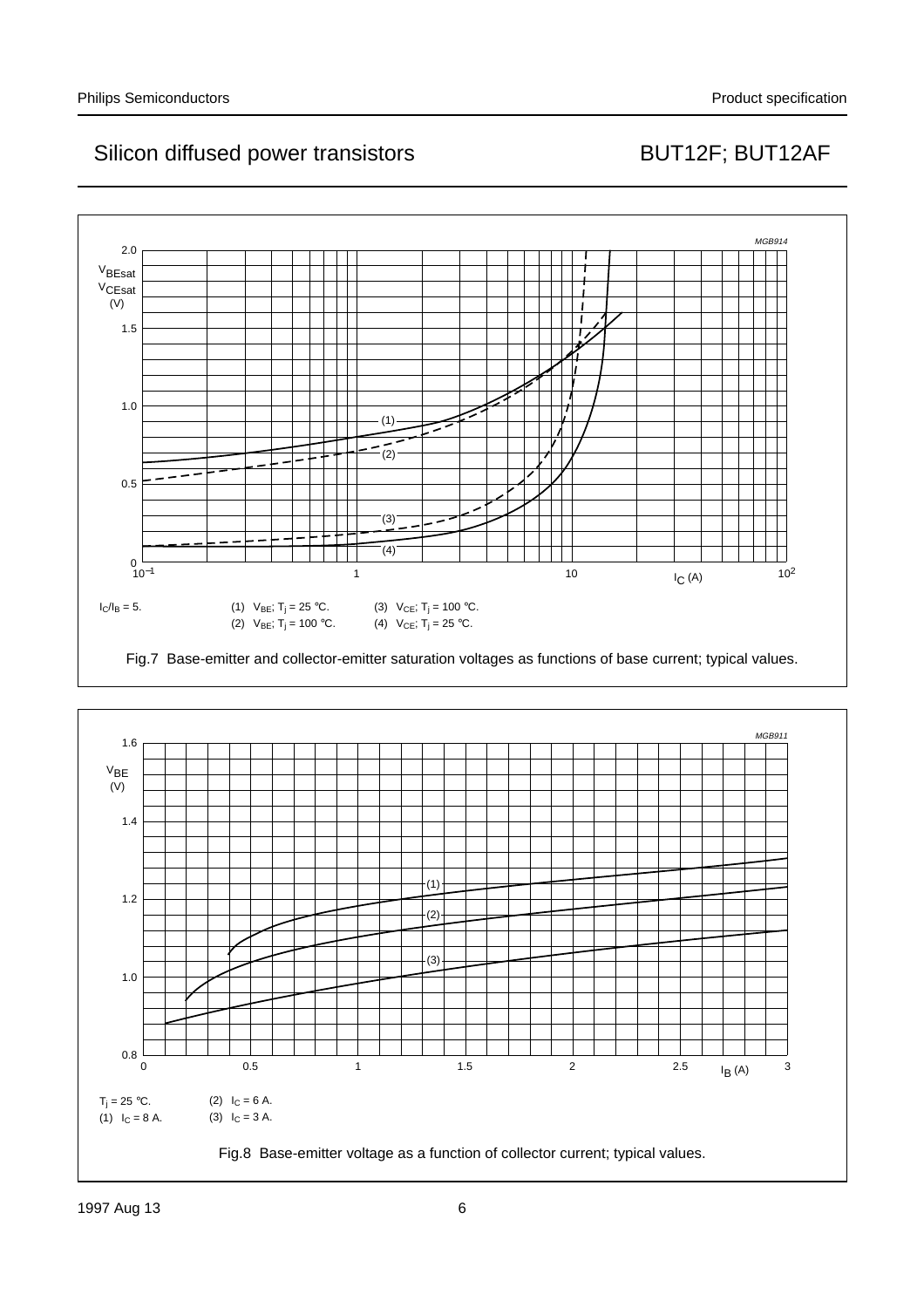MGB914

$I_C/I_B = 5$.

(1) $V_{BE}$; $T_j = 25\ °C$.
(2) $V_{BE}$; $T_j = 100\ °C$.
(3) $V_{CE}$; $T_j = 100\ °C$.
(4) $V_{CE}$; $T_j = 25\ °C$.

Fig.7 Base-emitter and collector-emitter saturation voltages as functions of base current; typical values.

MGB911

$T_j = 25\ °C$.
(1) $I_C = 8$ A.
(2) $I_C = 6$ A.
(3) $I_C = 3$ A.

Fig.8 Base-emitter voltage as a function of collector current; typical values.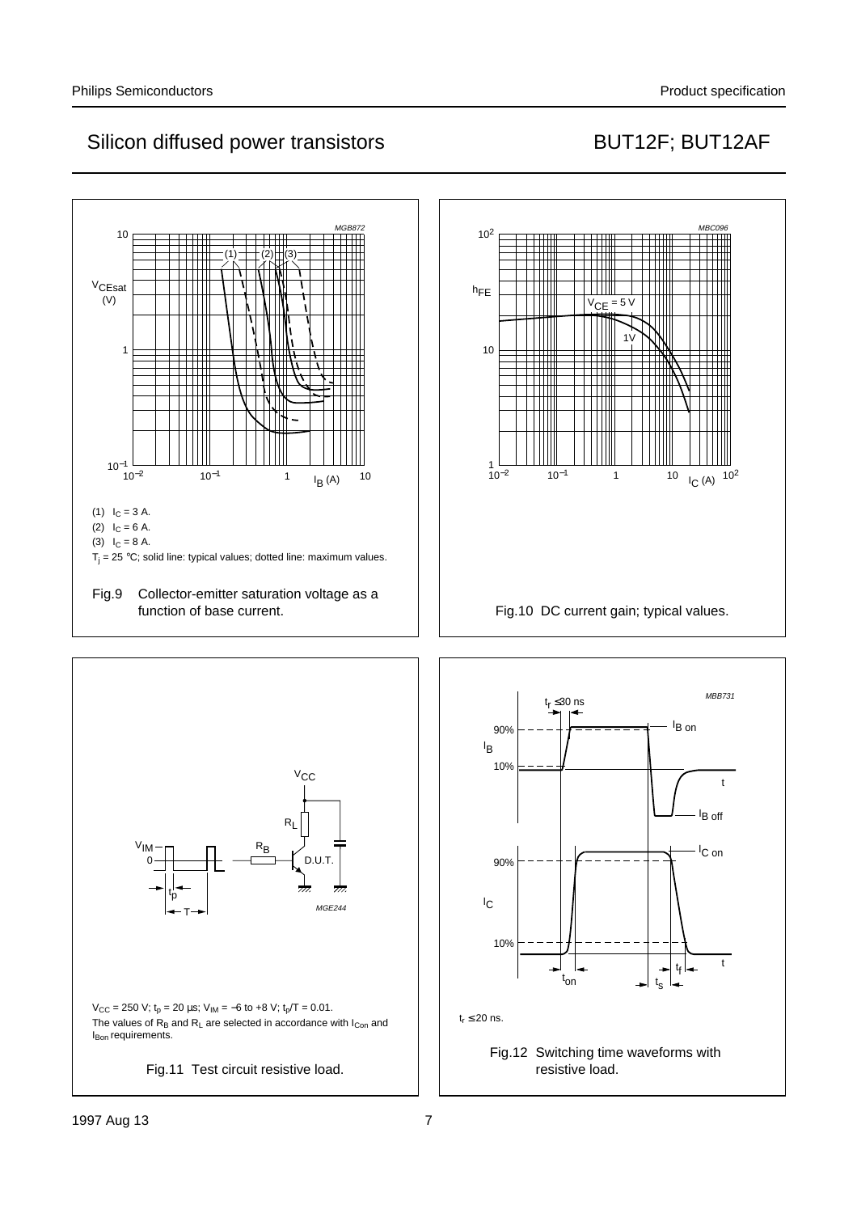(1) $I_C$ = 3 A.

(2) $I_C$ = 6 A.

(3) $I_C$ = 8 A.

$T_j$ = 25 °C; solid line: typical values; dotted line: maximum values.

Fig.9 Collector-emitter saturation voltage as a function of base current.

Fig.10 DC current gain; typical values.

$V_{CC}$ = 250 V; $t_p$ = 20 µs; $V_{IM}$ = −6 to +8 V; $t_p$/T = 0.01.
The values of $R_B$ and $R_L$ are selected in accordance with $I_{Con}$ and $I_{Bon}$ requirements.

Fig.11 Test circuit resistive load.

$t_r$ ≤ 20 ns.

Fig.12 Switching time waveforms with resistive load.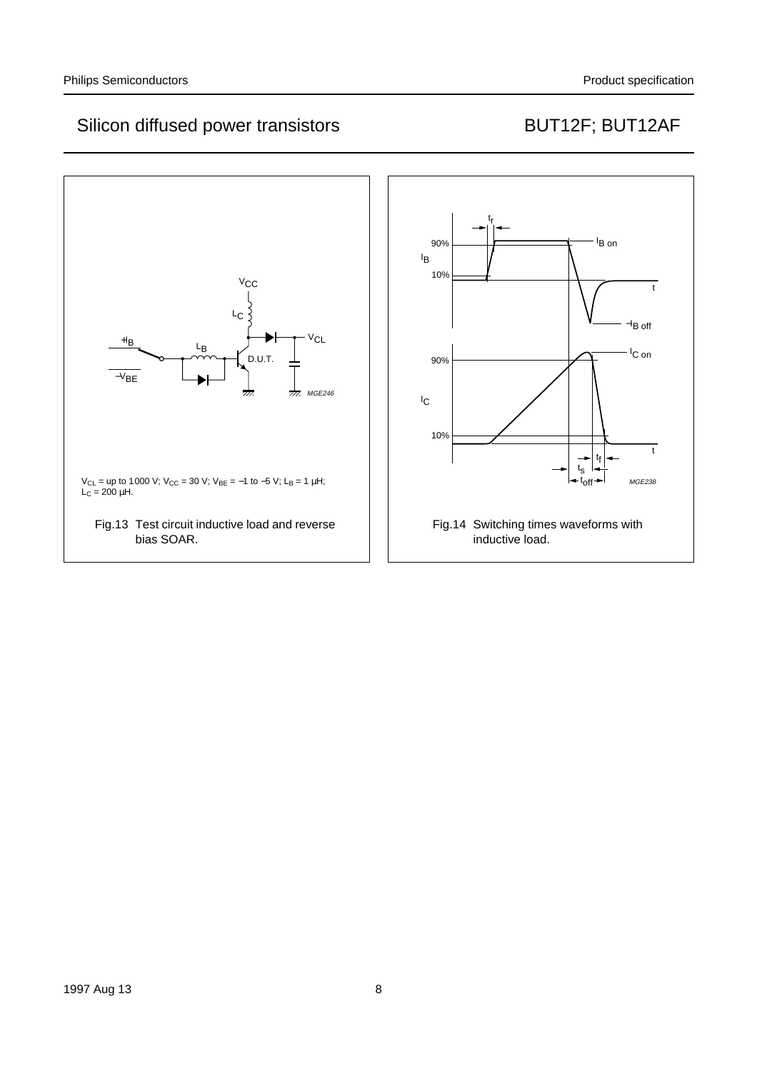$V_{CL}$ = up to 1000 V; $V_{CC}$ = 30 V; $V_{BE}$ = −1 to −5 V; $L_B$ = 1 μH; $L_C$ = 200 μH.

Fig.13 Test circuit inductive load and reverse bias SOAR.

Fig.14 Switching times waveforms with inductive load.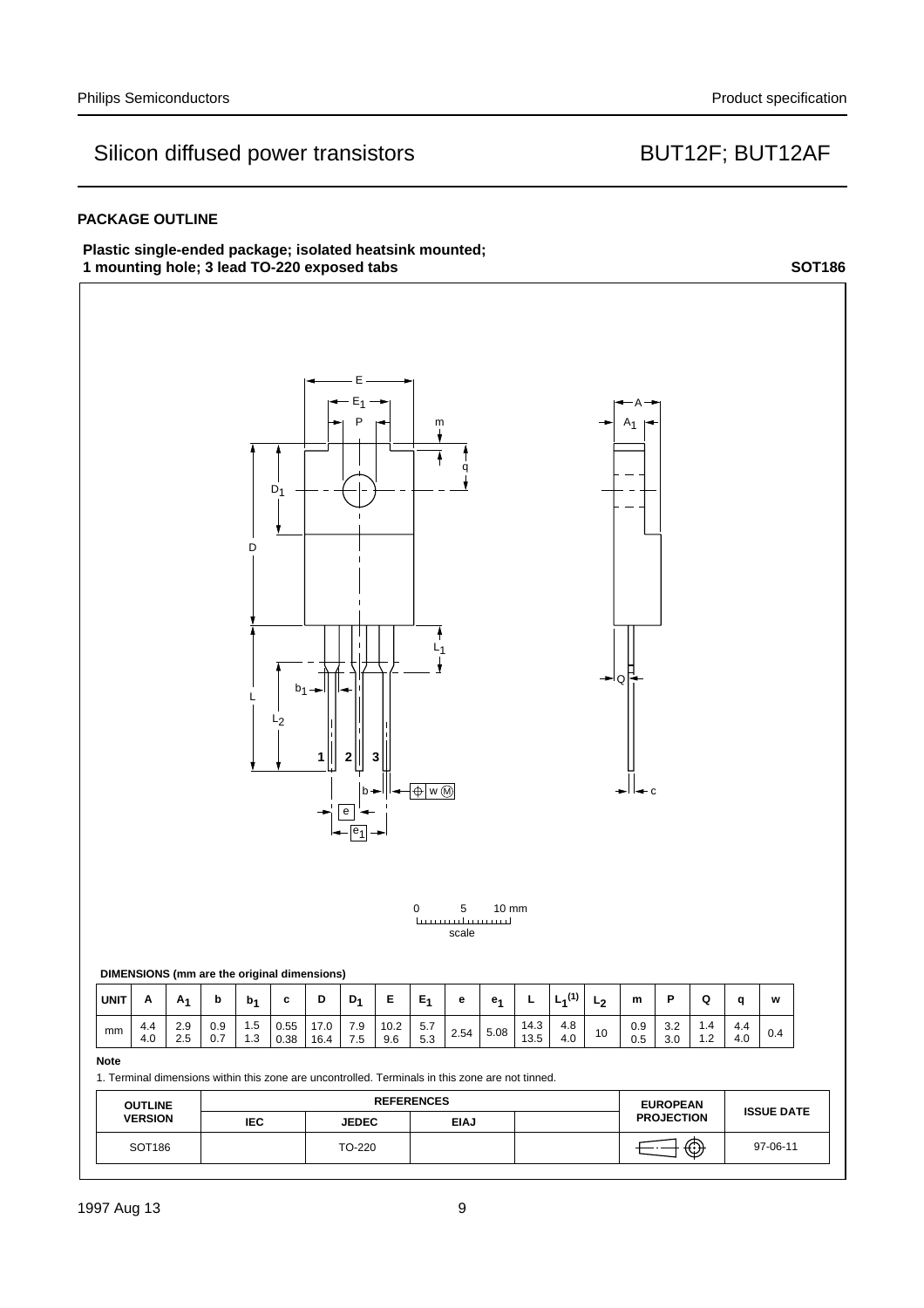## PACKAGE OUTLINE

**Plastic single-ended package; isolated heatsink mounted; 1 mounting hole; 3 lead TO-220 exposed tabs** **SOT186**

0 5 10 mm
scale

**DIMENSIONS (mm are the original dimensions)**

| UNIT | A | $A_1$ | b | $b_1$ | c | D | $D_1$ | E | $E_1$ | e | $e_1$ | L | $L_1^{(1)}$ | $L_2$ | m | P | Q | q | w |
|---|---|---|---|---|---|---|---|---|---|---|---|---|---|---|---|---|---|---|---|
| mm | 4.4<br>4.0 | 2.9<br>2.5 | 0.9<br>0.7 | 1.5<br>1.3 | 0.55<br>0.38 | 17.0<br>16.4 | 7.9<br>7.5 | 10.2<br>9.6 | 5.7<br>5.3 | 2.54 | 5.08 | 14.3<br>13.5 | 4.8<br>4.0 | 10 | 0.9<br>0.5 | 3.2<br>3.0 | 1.4<br>1.2 | 4.4<br>4.0 | 0.4 |

**Note**

1. Terminal dimensions within this zone are uncontrolled. Terminals in this zone are not tinned.

| OUTLINE VERSION | REFERENCES | | | | EUROPEAN PROJECTION | ISSUE DATE |
|---|---|---|---|---|---|---|
| | IEC | JEDEC | EIAJ | | | |
| SOT186 | | TO-220 | | | | 97-06-11 |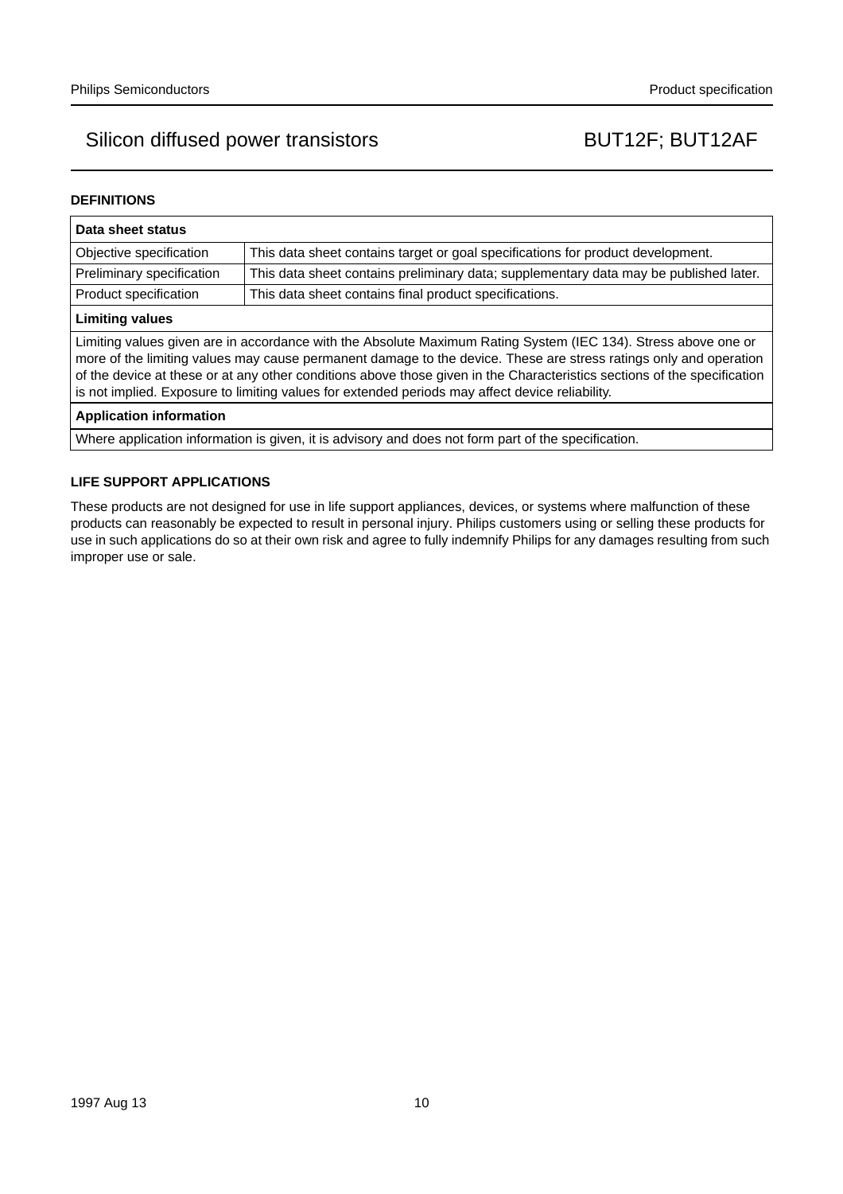## DEFINITIONS

| Data sheet status | |
|---|---|
| Objective specification | This data sheet contains target or goal specifications for product development. |
| Preliminary specification | This data sheet contains preliminary data; supplementary data may be published later. |
| Product specification | This data sheet contains final product specifications. |
| **Limiting values** | |
| Limiting values given are in accordance with the Absolute Maximum Rating System (IEC 134). Stress above one or more of the limiting values may cause permanent damage to the device. These are stress ratings only and operation of the device at these or at any other conditions above those given in the Characteristics sections of the specification is not implied. Exposure to limiting values for extended periods may affect device reliability. | |
| **Application information** | |
| Where application information is given, it is advisory and does not form part of the specification. | |

## LIFE SUPPORT APPLICATIONS

These products are not designed for use in life support appliances, devices, or systems where malfunction of these products can reasonably be expected to result in personal injury. Philips customers using or selling these products for use in such applications do so at their own risk and agree to fully indemnify Philips for any damages resulting from such improper use or sale.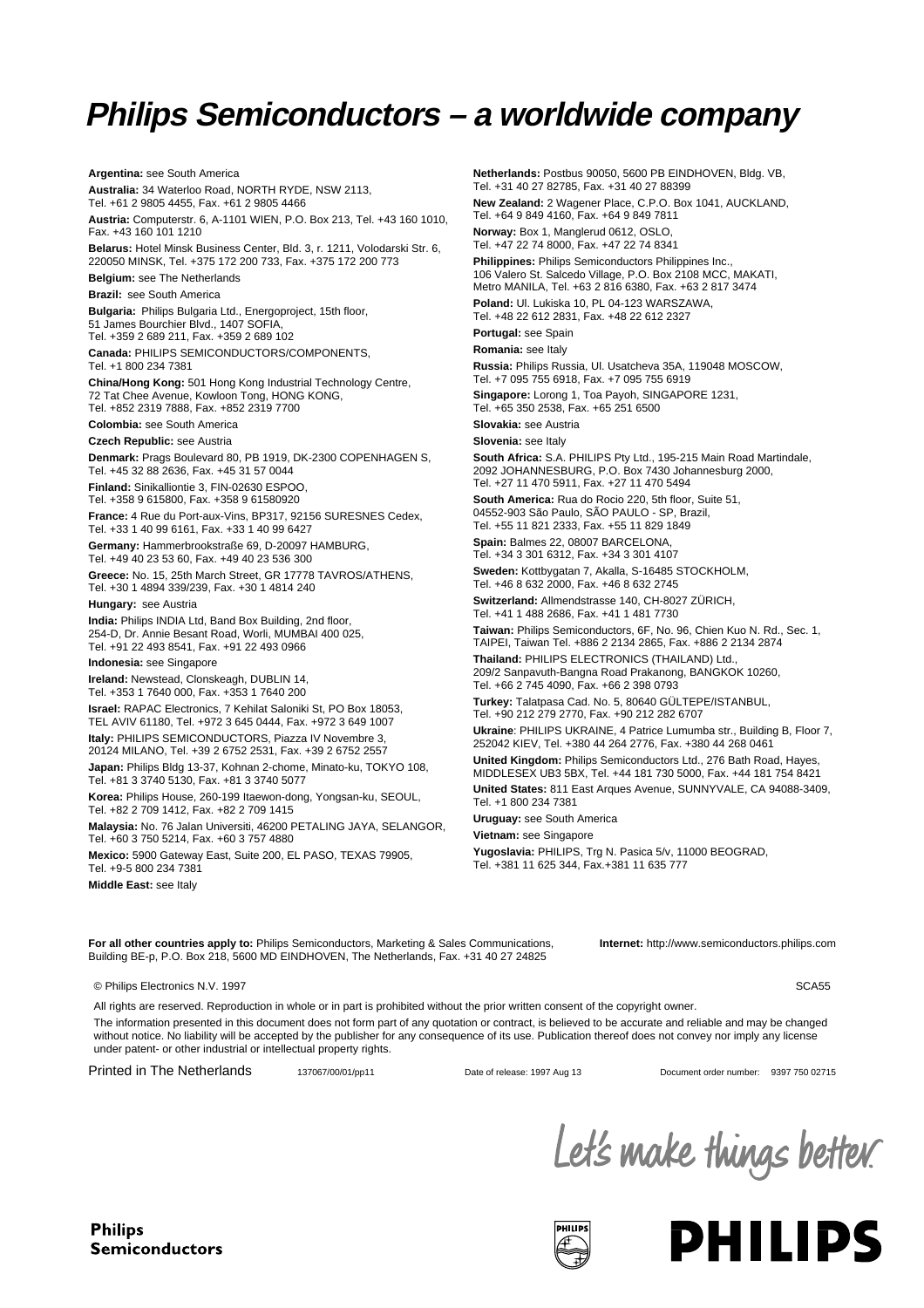# *Philips Semiconductors – a worldwide company*

**Argentina:** see South America

**Australia:** 34 Waterloo Road, NORTH RYDE, NSW 2113, Tel. +61 2 9805 4455, Fax. +61 2 9805 4466

**Austria:** Computerstr. 6, A-1101 WIEN, P.O. Box 213, Tel. +43 160 1010, Fax. +43 160 101 1210

**Belarus:** Hotel Minsk Business Center, Bld. 3, r. 1211, Volodarski Str. 6, 220050 MINSK, Tel. +375 172 200 733, Fax. +375 172 200 773

**Belgium:** see The Netherlands

**Brazil:** see South America

**Bulgaria:** Philips Bulgaria Ltd., Energoproject, 15th floor, 51 James Bourchier Blvd., 1407 SOFIA, Tel. +359 2 689 211, Fax. +359 2 689 102

**Canada:** PHILIPS SEMICONDUCTORS/COMPONENTS, Tel. +1 800 234 7381

**China/Hong Kong:** 501 Hong Kong Industrial Technology Centre, 72 Tat Chee Avenue, Kowloon Tong, HONG KONG, Tel. +852 2319 7888, Fax. +852 2319 7700

**Colombia:** see South America

**Czech Republic:** see Austria

**Denmark:** Prags Boulevard 80, PB 1919, DK-2300 COPENHAGEN S, Tel. +45 32 88 2636, Fax. +45 31 57 0044

**Finland:** Sinikalliontie 3, FIN-02630 ESPOO, Tel. +358 9 615800, Fax. +358 9 61580920

**France:** 4 Rue du Port-aux-Vins, BP317, 92156 SURESNES Cedex, Tel. +33 1 40 99 6161, Fax. +33 1 40 99 6427

**Germany:** Hammerbrookstraße 69, D-20097 HAMBURG, Tel. +49 40 23 53 60, Fax. +49 40 23 536 300

**Greece:** No. 15, 25th March Street, GR 17778 TAVROS/ATHENS, Tel. +30 1 4894 339/239, Fax. +30 1 4814 240

**Hungary:** see Austria

**India:** Philips INDIA Ltd, Band Box Building, 2nd floor, 254-D, Dr. Annie Besant Road, Worli, MUMBAI 400 025, Tel. +91 22 493 8541, Fax. +91 22 493 0966

**Indonesia:** see Singapore

**Ireland:** Newstead, Clonskeagh, DUBLIN 14, Tel. +353 1 7640 000, Fax. +353 1 7640 200

**Israel:** RAPAC Electronics, 7 Kehilat Saloniki St, PO Box 18053, TEL AVIV 61180, Tel. +972 3 645 0444, Fax. +972 3 649 1007

**Italy:** PHILIPS SEMICONDUCTORS, Piazza IV Novembre 3, 20124 MILANO, Tel. +39 2 6752 2531, Fax. +39 2 6752 2557

**Japan:** Philips Bldg 13-37, Kohnan 2-chome, Minato-ku, TOKYO 108, Tel. +81 3 3740 5130, Fax. +81 3 3740 5077

**Korea:** Philips House, 260-199 Itaewon-dong, Yongsan-ku, SEOUL, Tel. +82 2 709 1412, Fax. +82 2 709 1415

**Malaysia:** No. 76 Jalan Universiti, 46200 PETALING JAYA, SELANGOR, Tel. +60 3 750 5214, Fax. +60 3 757 4880

**Mexico:** 5900 Gateway East, Suite 200, EL PASO, TEXAS 79905, Tel. +9-5 800 234 7381

**Middle East:** see Italy

**Netherlands:** Postbus 90050, 5600 PB EINDHOVEN, Bldg. VB, Tel. +31 40 27 82785, Fax. +31 40 27 88399

**New Zealand:** 2 Wagener Place, C.P.O. Box 1041, AUCKLAND, Tel. +64 9 849 4160, Fax. +64 9 849 7811

**Norway:** Box 1, Manglerud 0612, OSLO, Tel. +47 22 74 8000, Fax. +47 22 74 8341

**Philippines:** Philips Semiconductors Philippines Inc., 106 Valero St. Salcedo Village, P.O. Box 2108 MCC, MAKATI, Metro MANILA, Tel. +63 2 816 6380, Fax. +63 2 817 3474

**Poland:** Ul. Lukiska 10, PL 04-123 WARSZAWA, Tel. +48 22 612 2831, Fax. +48 22 612 2327

**Portugal:** see Spain

**Romania:** see Italy

**Russia:** Philips Russia, Ul. Usatcheva 35A, 119048 MOSCOW, Tel. +7 095 755 6918, Fax. +7 095 755 6919

**Singapore:** Lorong 1, Toa Payoh, SINGAPORE 1231, Tel. +65 350 2538, Fax. +65 251 6500

**Slovakia:** see Austria

**Slovenia:** see Italy

**South Africa:** S.A. PHILIPS Pty Ltd., 195-215 Main Road Martindale, 2092 JOHANNESBURG, P.O. Box 7430 Johannesburg 2000, Tel. +27 11 470 5911, Fax. +27 11 470 5494

**South America:** Rua do Rocio 220, 5th floor, Suite 51, 04552-903 São Paulo, SÃO PAULO - SP, Brazil, Tel. +55 11 821 2333, Fax. +55 11 829 1849

**Spain:** Balmes 22, 08007 BARCELONA, Tel. +34 3 301 6312, Fax. +34 3 301 4107

**Sweden:** Kottbygatan 7, Akalla, S-16485 STOCKHOLM, Tel. +46 8 632 2000, Fax. +46 8 632 2745

**Switzerland:** Allmendstrasse 140, CH-8027 ZÜRICH, Tel. +41 1 488 2686, Fax. +41 1 481 7730

**Taiwan:** Philips Semiconductors, 6F, No. 96, Chien Kuo N. Rd., Sec. 1, TAIPEI, Taiwan Tel. +886 2 2134 2865, Fax. +886 2 2134 2874

**Thailand:** PHILIPS ELECTRONICS (THAILAND) Ltd., 209/2 Sanpavuth-Bangna Road Prakanong, BANGKOK 10260, Tel. +66 2 745 4090, Fax. +66 2 398 0793

**Turkey:** Talatpasa Cad. No. 5, 80640 GÜLTEPE/ISTANBUL, Tel. +90 212 279 2770, Fax. +90 212 282 6707

**Ukraine**: PHILIPS UKRAINE, 4 Patrice Lumumba str., Building B, Floor 7, 252042 KIEV, Tel. +380 44 264 2776, Fax. +380 44 268 0461

**United Kingdom:** Philips Semiconductors Ltd., 276 Bath Road, Hayes, MIDDLESEX UB3 5BX, Tel. +44 181 730 5000, Fax. +44 181 754 8421

**United States:** 811 East Arques Avenue, SUNNYVALE, CA 94088-3409, Tel. +1 800 234 7381

**Uruguay:** see South America

**Vietnam:** see Singapore

**Yugoslavia:** PHILIPS, Trg N. Pasica 5/v, 11000 BEOGRAD, Tel. +381 11 625 344, Fax.+381 11 635 777

**For all other countries apply to:** Philips Semiconductors, Marketing & Sales Communications, Building BE-p, P.O. Box 218, 5600 MD EINDHOVEN, The Netherlands, Fax. +31 40 27 24825

**Internet:** http://www.semiconductors.philips.com

© Philips Electronics N.V. 1997

SCA55

All rights are reserved. Reproduction in whole or in part is prohibited without the prior written consent of the copyright owner.

The information presented in this document does not form part of any quotation or contract, is believed to be accurate and reliable and may be changed without notice. No liability will be accepted by the publisher for any consequence of its use. Publication thereof does not convey nor imply any license under patent- or other industrial or intellectual property rights.

Printed in The Netherlands    137067/00/01/pp11    Date of release: 1997 Aug 13    Document order number: 9397 750 02715

Let's make things better.

**Philips Semiconductors**

**PHILIPS**